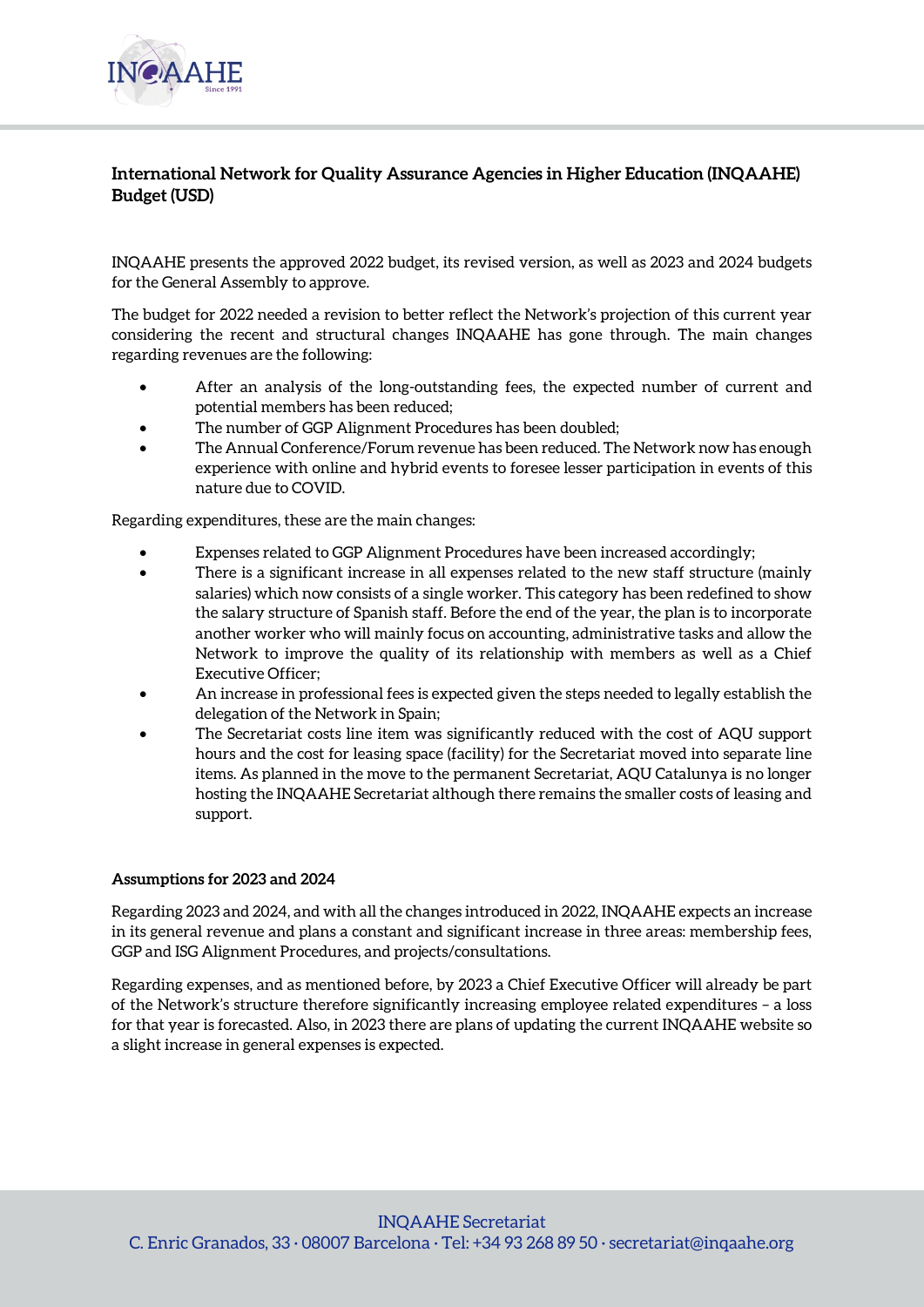**International Network for Quality Assurance Agencies in Higher Education (INQAAHE) Budget (USD)**

INQAAHE presents the approved 2022 budget, its revised version, as well as 2023 and 2024 budgets for the General Assembly to approve.

The budget for 2022 needed a revision to better reflect the Network's projection of this current year considering the recent and structural changes INQAAHE has gone through. The main changes regarding revenues are the following:

- After an analysis of the long-outstanding fees, the expected number of current and potential members has been reduced;
- The number of GGP Alignment Procedures has been doubled;
- The Annual Conference/Forum revenue has been reduced. The Network now has enough experience with online and hybrid events to foresee lesser participation in events of this nature due to COVID.

Regarding expenditures, these are the main changes:

- Expenses related to GGP Alignment Procedures have been increased accordingly;
- There is a significant increase in all expenses related to the new staff structure (mainly salaries) which now consists of a single worker. This category has been redefined to show the salary structure of Spanish staff. Before the end of the year, the plan is to incorporate another worker who will mainly focus on accounting, administrative tasks and allow the Network to improve the quality of its relationship with members as well as a Chief Executive Officer;
- An increase in professional fees is expected given the steps needed to legally establish the delegation of the Network in Spain;
- The Secretariat costs line item was significantly reduced with the cost of AQU support hours and the cost for leasing space (facility) for the Secretariat moved into separate line items. As planned in the move to the permanent Secretariat, AQU Catalunya is no longer hosting the INQAAHE Secretariat although there remains the smaller costs of leasing and support.

**Assumptions for 2023 and 2024**

Regarding 2023 and 2024, and with all the changes introduced in 2022, INQAAHE expects an increase in its general revenue and plans a constant and significant increase in three areas: membership fees, GGP and ISG Alignment Procedures, and projects/consultations.

Regarding expenses, and as mentioned before, by 2023 a Chief Executive Officer will already be part of the Network's structure therefore significantly increasing employee related expenditures – a loss for that year is forecasted. Also, in 2023 there are plans of updating the current INQAAHE website so a slight increase in general expenses is expected.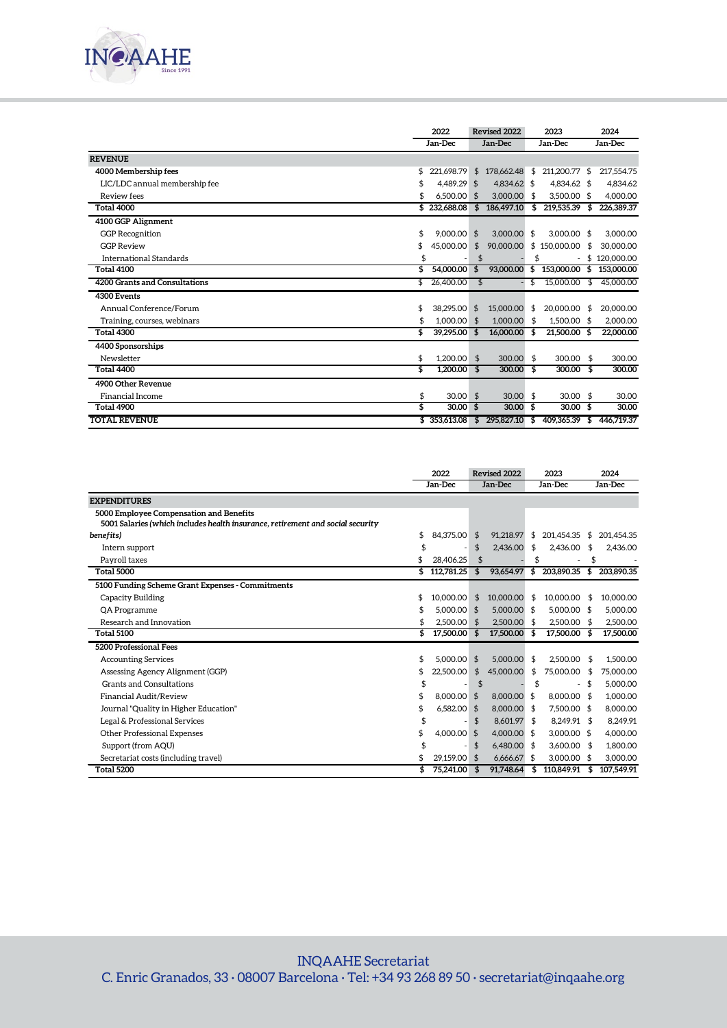| | 2022 | Revised 2022 | 2023 | 2024 |
|---|---|---|---|---|
| | Jan-Dec | Jan-Dec | Jan-Dec | Jan-Dec |
| **REVENUE** | | | | |
| **4000 Membership fees** | $ 221,698.79 | $ 178,662.48 | $ 211,200.77 | $ 217,554.75 |
| LIC/LDC annual membership fee | $ 4,489.29 | $ 4,834.62 | $ 4,834.62 | $ 4,834.62 |
| Review fees | $ 6,500.00 | $ 3,000.00 | $ 3,500.00 | $ 4,000.00 |
| **Total 4000** | **$ 232,688.08** | **$ 186,497.10** | **$ 219,535.39** | **$ 226,389.37** |
| **4100 GGP Alignment** | | | | |
| GGP Recognition | $ 9,000.00 | $ 3,000.00 | $ 3,000.00 | $ 3,000.00 |
| GGP Review | $ 45,000.00 | $ 90,000.00 | $ 150,000.00 | $ 30,000.00 |
| International Standards | $ - | $ - | $ - | $ 120,000.00 |
| **Total 4100** | **$ 54,000.00** | **$ 93,000.00** | **$ 153,000.00** | **$ 153,000.00** |
| **4200 Grants and Consultations** | $ 26,400.00 | $ - | $ 15,000.00 | $ 45,000.00 |
| **4300 Events** | | | | |
| Annual Conference/Forum | $ 38,295.00 | $ 15,000.00 | $ 20,000.00 | $ 20,000.00 |
| Training, courses, webinars | $ 1,000.00 | $ 1,000.00 | $ 1,500.00 | $ 2,000.00 |
| **Total 4300** | **$ 39,295.00** | **$ 16,000.00** | **$ 21,500.00** | **$ 22,000.00** |
| **4400 Sponsorships** | | | | |
| Newsletter | $ 1,200.00 | $ 300.00 | $ 300.00 | $ 300.00 |
| **Total 4400** | **$ 1,200.00** | **$ 300.00** | **$ 300.00** | **$ 300.00** |
| **4900 Other Revenue** | | | | |
| Financial Income | $ 30.00 | $ 30.00 | $ 30.00 | $ 30.00 |
| **Total 4900** | **$ 30.00** | **$ 30.00** | **$ 30.00** | **$ 30.00** |
| **TOTAL REVENUE** | **$ 353,613.08** | **$ 295,827.10** | **$ 409,365.39** | **$ 446,719.37** |

| | 2022 | Revised 2022 | 2023 | 2024 |
|---|---|---|---|---|
| | Jan-Dec | Jan-Dec | Jan-Dec | Jan-Dec |
| **EXPENDITURES** | | | | |
| **5000 Employee Compensation and Benefits** | | | | |
| **5001 Salaries *(which includes health insurance, retirement and social security benefits)*** | $ 84,375.00 | $ 91,218.97 | $ 201,454.35 | $ 201,454.35 |
| Intern support | $ - | $ 2,436.00 | $ 2,436.00 | $ 2,436.00 |
| Payroll taxes | $ 28,406.25 | $ - | $ - | $ - |
| **Total 5000** | **$ 112,781.25** | **$ 93,654.97** | **$ 203,890.35** | **$ 203,890.35** |
| **5100 Funding Scheme Grant Expenses - Commitments** | | | | |
| Capacity Building | $ 10,000.00 | $ 10,000.00 | $ 10,000.00 | $ 10,000.00 |
| QA Programme | $ 5,000.00 | $ 5,000.00 | $ 5,000.00 | $ 5,000.00 |
| Research and Innovation | $ 2,500.00 | $ 2,500.00 | $ 2,500.00 | $ 2,500.00 |
| **Total 5100** | **$ 17,500.00** | **$ 17,500.00** | **$ 17,500.00** | **$ 17,500.00** |
| **5200 Professional Fees** | | | | |
| Accounting Services | $ 5,000.00 | $ 5,000.00 | $ 2,500.00 | $ 1,500.00 |
| Assessing Agency Alignment (GGP) | $ 22,500.00 | $ 45,000.00 | $ 75,000.00 | $ 75,000.00 |
| Grants and Consultations | $ - | $ - | $ - | $ 5,000.00 |
| Financial Audit/Review | $ 8,000.00 | $ 8,000.00 | $ 8,000.00 | $ 1,000.00 |
| Journal "Quality in Higher Education" | $ 6,582.00 | $ 8,000.00 | $ 7,500.00 | $ 8,000.00 |
| Legal & Professional Services | $ - | $ 8,601.97 | $ 8,249.91 | $ 8,249.91 |
| Other Professional Expenses | $ 4,000.00 | $ 4,000.00 | $ 3,000.00 | $ 4,000.00 |
| Support (from AQU) | $ - | $ 6,480.00 | $ 3,600.00 | $ 1,800.00 |
| Secretariat costs (including travel) | $ 29,159.00 | $ 6,666.67 | $ 3,000.00 | $ 3,000.00 |
| **Total 5200** | **$ 75,241.00** | **$ 91,748.64** | **$ 110,849.91** | **$ 107,549.91** |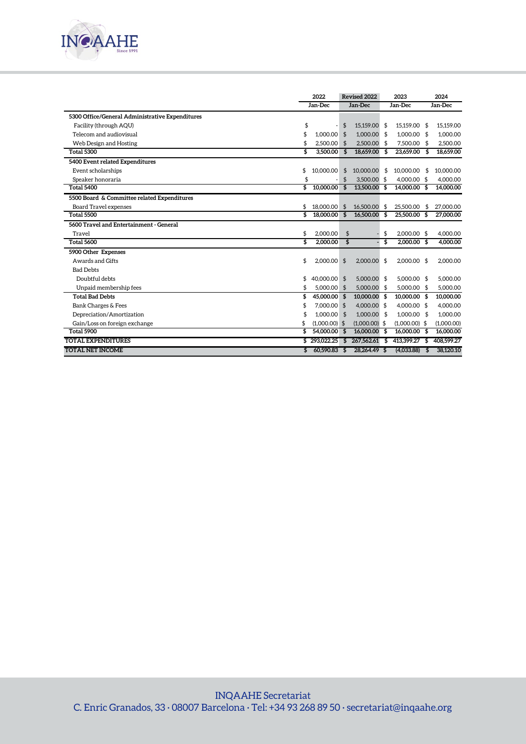| | 2022 | Revised 2022 | 2023 | 2024 |
|---|---|---|---|---|
| | Jan-Dec | Jan-Dec | Jan-Dec | Jan-Dec |
| **5300 Office/General Administrative Expenditures** | | | | |
| Facility (through AQU) | $ - | $ 15,159.00 | $ 15,159.00 | $ 15,159.00 |
| Telecom and audiovisual | $ 1,000.00 | $ 1,000.00 | $ 1,000.00 | $ 1,000.00 |
| Web Design and Hosting | $ 2,500.00 | $ 2,500.00 | $ 7,500.00 | $ 2,500.00 |
| **Total 5300** | **$ 3,500.00** | **$ 18,659.00** | **$ 23,659.00** | **$ 18,659.00** |
| **5400 Event related Expenditures** | | | | |
| Event scholarships | $ 10,000.00 | $ 10,000.00 | $ 10,000.00 | $ 10,000.00 |
| Speaker honoraria | $ - | $ 3,500.00 | $ 4,000.00 | $ 4,000.00 |
| **Total 5400** | **$ 10,000.00** | **$ 13,500.00** | **$ 14,000.00** | **$ 14,000.00** |
| **5500 Board & Committee related Expenditures** | | | | |
| Board Travel expenses | $ 18,000.00 | $ 16,500.00 | $ 25,500.00 | $ 27,000.00 |
| **Total 5500** | **$ 18,000.00** | **$ 16,500.00** | **$ 25,500.00** | **$ 27,000.00** |
| **5600 Travel and Entertainment - General** | | | | |
| Travel | $ 2,000.00 | $ - | $ 2,000.00 | $ 4,000.00 |
| **Total 5600** | **$ 2,000.00** | **$ -** | **$ 2,000.00** | **$ 4,000.00** |
| **5900 Other Expenses** | | | | |
| Awards and Gifts | $ 2,000.00 | $ 2,000.00 | $ 2,000.00 | $ 2,000.00 |
| Bad Debts | | | | |
| Doubtful debts | $ 40,000.00 | $ 5,000.00 | $ 5,000.00 | $ 5,000.00 |
| Unpaid membership fees | $ 5,000.00 | $ 5,000.00 | $ 5,000.00 | $ 5,000.00 |
| **Total Bad Debts** | **$ 45,000.00** | **$ 10,000.00** | **$ 10,000.00** | **$ 10,000.00** |
| Bank Charges & Fees | $ 7,000.00 | $ 4,000.00 | $ 4,000.00 | $ 4,000.00 |
| Depreciation/Amortization | $ 1,000.00 | $ 1,000.00 | $ 1,000.00 | $ 1,000.00 |
| Gain/Loss on foreign exchange | $ (1,000.00) | $ (1,000.00) | $ (1,000.00) | $ (1,000.00) |
| **Total 5900** | **$ 54,000.00** | **$ 16,000.00** | **$ 16,000.00** | **$ 16,000.00** |
| **TOTAL EXPENDITURES** | **$ 293,022.25** | **$ 267,562.61** | **$ 413,399.27** | **$ 408,599.27** |
| **TOTAL NET INCOME** | **$ 60,590.83** | **$ 28,264.49** | **$ (4,033.88)** | **$ 38,120.10** |

INQAAHE Secretariat
C. Enric Granados, 33 · 08007 Barcelona · Tel: +34 93 268 89 50 · secretariat@inqaahe.org